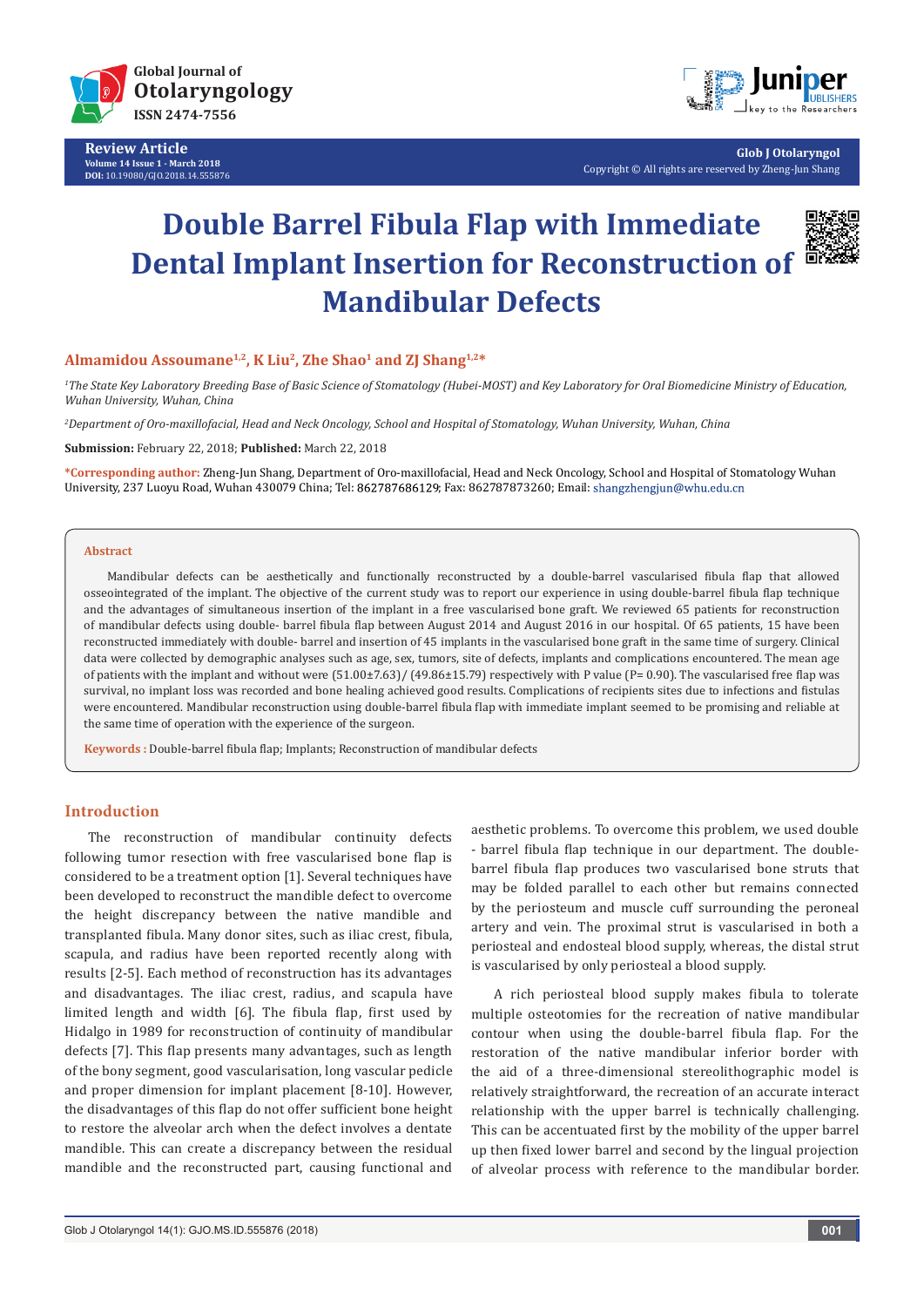Review Article

Volume 14 Issue 1 - March 2018

DOI: 10.19080/GJO.2018.14.555876

Glob J Otolaryngol

Copyright © All rights are reserved by Zheng-Jun Shang

# Double Barrel Fibula Flap with Immediate Dental Implant Insertion for Reconstruction of Mandibular Defects

**Almamidou Assoumane[1,2], K Liu[2], Zhe Shao[1] and ZJ Shang[1,2]***

[1]*The State Key Laboratory Breeding Base of Basic Science of Stomatology (Hubei-MOST) and Key Laboratory for Oral Biomedicine Ministry of Education, Wuhan University, Wuhan, China*

[2]*Department of Oro-maxillofacial, Head and Neck Oncology, School and Hospital of Stomatology, Wuhan University, Wuhan, China*

**Submission:** February 22, 2018; **Published:** March 22, 2018

***Corresponding author:** Zheng-Jun Shang, Department of Oro-maxillofacial, Head and Neck Oncology, School and Hospital of Stomatology Wuhan University, 237 Luoyu Road, Wuhan 430079 China; Tel: 862787686129; Fax: 862787873260; Email: shangzhengjun@whu.edu.cn

## Abstract

Mandibular defects can be aesthetically and functionally reconstructed by a double-barrel vascularised fibula flap that allowed osseointegrated of the implant. The objective of the current study was to report our experience in using double-barrel fibula flap technique and the advantages of simultaneous insertion of the implant in a free vascularised bone graft. We reviewed 65 patients for reconstruction of mandibular defects using double- barrel fibula flap between August 2014 and August 2016 in our hospital. Of 65 patients, 15 have been reconstructed immediately with double- barrel and insertion of 45 implants in the vascularised bone graft in the same time of surgery. Clinical data were collected by demographic analyses such as age, sex, tumors, site of defects, implants and complications encountered. The mean age of patients with the implant and without were (51.00±7.63)/ (49.86±15.79) respectively with P value (P= 0.90). The vascularised free flap was survival, no implant loss was recorded and bone healing achieved good results. Complications of recipients sites due to infections and fistulas were encountered. Mandibular reconstruction using double-barrel fibula flap with immediate implant seemed to be promising and reliable at the same time of operation with the experience of the surgeon.

**Keywords :** Double-barrel fibula flap; Implants; Reconstruction of mandibular defects

## Introduction

The reconstruction of mandibular continuity defects following tumor resection with free vascularised bone flap is considered to be a treatment option [1]. Several techniques have been developed to reconstruct the mandible defect to overcome the height discrepancy between the native mandible and transplanted fibula. Many donor sites, such as iliac crest, fibula, scapula, and radius have been reported recently along with results [2-5]. Each method of reconstruction has its advantages and disadvantages. The iliac crest, radius, and scapula have limited length and width [6]. The fibula flap, first used by Hidalgo in 1989 for reconstruction of continuity of mandibular defects [7]. This flap presents many advantages, such as length of the bony segment, good vascularisation, long vascular pedicle and proper dimension for implant placement [8-10]. However, the disadvantages of this flap do not offer sufficient bone height to restore the alveolar arch when the defect involves a dentate mandible. This can create a discrepancy between the residual mandible and the reconstructed part, causing functional and aesthetic problems. To overcome this problem, we used double - barrel fibula flap technique in our department. The double-barrel fibula flap produces two vascularised bone struts that may be folded parallel to each other but remains connected by the periosteum and muscle cuff surrounding the peroneal artery and vein. The proximal strut is vascularised in both a periosteal and endosteal blood supply, whereas, the distal strut is vascularised by only periosteal a blood supply.

A rich periosteal blood supply makes fibula to tolerate multiple osteotomies for the recreation of native mandibular contour when using the double-barrel fibula flap. For the restoration of the native mandibular inferior border with the aid of a three-dimensional stereolithographic model is relatively straightforward, the recreation of an accurate interact relationship with the upper barrel is technically challenging. This can be accentuated first by the mobility of the upper barrel up then fixed lower barrel and second by the lingual projection of alveolar process with reference to the mandibular border.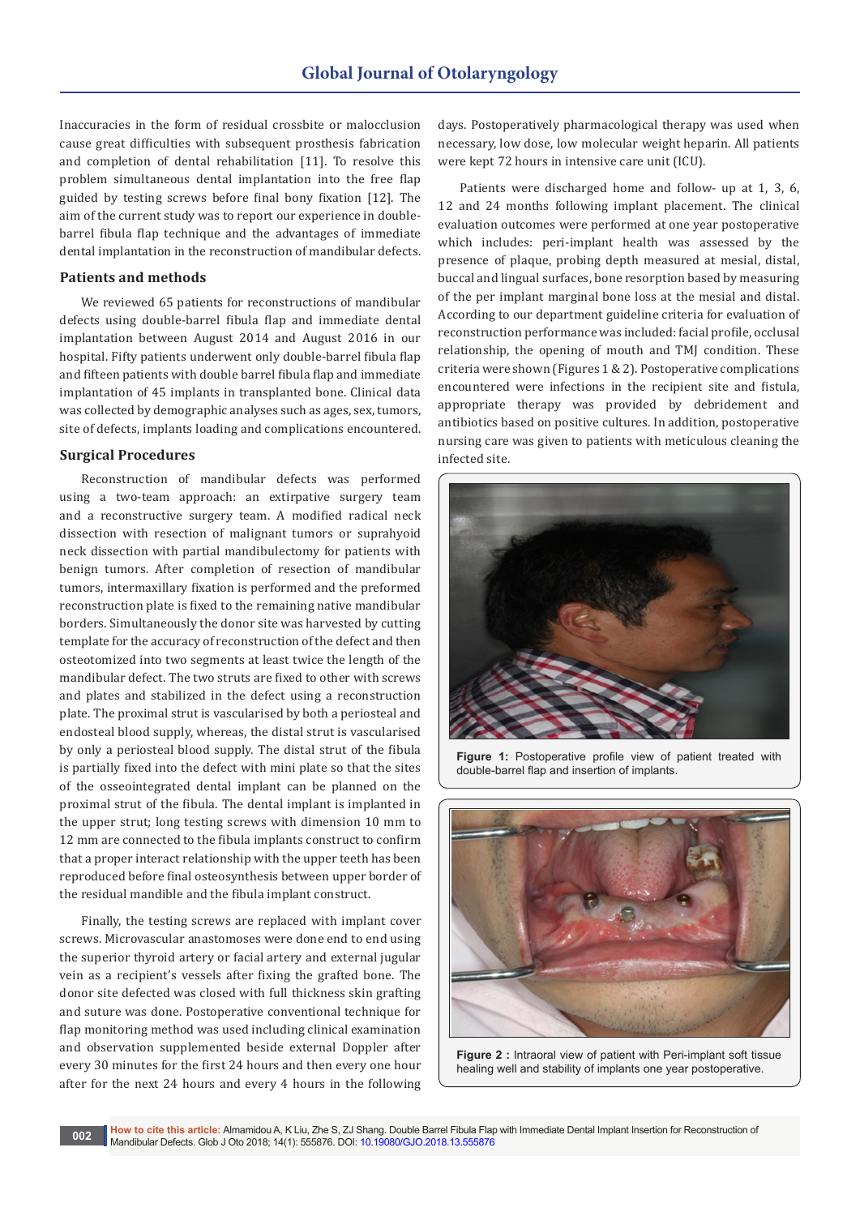Inaccuracies in the form of residual crossbite or malocclusion cause great difficulties with subsequent prosthesis fabrication and completion of dental rehabilitation [11]. To resolve this problem simultaneous dental implantation into the free flap guided by testing screws before final bony fixation [12]. The aim of the current study was to report our experience in double-barrel fibula flap technique and the advantages of immediate dental implantation in the reconstruction of mandibular defects.

## Patients and methods

We reviewed 65 patients for reconstructions of mandibular defects using double-barrel fibula flap and immediate dental implantation between August 2014 and August 2016 in our hospital. Fifty patients underwent only double-barrel fibula flap and fifteen patients with double barrel fibula flap and immediate implantation of 45 implants in transplanted bone. Clinical data was collected by demographic analyses such as ages, sex, tumors, site of defects, implants loading and complications encountered.

## Surgical Procedures

Reconstruction of mandibular defects was performed using a two-team approach: an extirpative surgery team and a reconstructive surgery team. A modified radical neck dissection with resection of malignant tumors or suprahyoid neck dissection with partial mandibulectomy for patients with benign tumors. After completion of resection of mandibular tumors, intermaxillary fixation is performed and the preformed reconstruction plate is fixed to the remaining native mandibular borders. Simultaneously the donor site was harvested by cutting template for the accuracy of reconstruction of the defect and then osteotomized into two segments at least twice the length of the mandibular defect. The two struts are fixed to other with screws and plates and stabilized in the defect using a reconstruction plate. The proximal strut is vascularised by both a periosteal and endosteal blood supply, whereas, the distal strut is vascularised by only a periosteal blood supply. The distal strut of the fibula is partially fixed into the defect with mini plate so that the sites of the osseointegrated dental implant can be planned on the proximal strut of the fibula. The dental implant is implanted in the upper strut; long testing screws with dimension 10 mm to 12 mm are connected to the fibula implants construct to confirm that a proper interact relationship with the upper teeth has been reproduced before final osteosynthesis between upper border of the residual mandible and the fibula implant construct.

Finally, the testing screws are replaced with implant cover screws. Microvascular anastomoses were done end to end using the superior thyroid artery or facial artery and external jugular vein as a recipient's vessels after fixing the grafted bone. The donor site defected was closed with full thickness skin grafting and suture was done. Postoperative conventional technique for flap monitoring method was used including clinical examination and observation supplemented beside external Doppler after every 30 minutes for the first 24 hours and then every one hour after for the next 24 hours and every 4 hours in the following days. Postoperatively pharmacological therapy was used when necessary, low dose, low molecular weight heparin. All patients were kept 72 hours in intensive care unit (ICU).

Patients were discharged home and follow- up at 1, 3, 6, 12 and 24 months following implant placement. The clinical evaluation outcomes were performed at one year postoperative which includes: peri-implant health was assessed by the presence of plaque, probing depth measured at mesial, distal, buccal and lingual surfaces, bone resorption based by measuring of the per implant marginal bone loss at the mesial and distal. According to our department guideline criteria for evaluation of reconstruction performance was included: facial profile, occlusal relationship, the opening of mouth and TMJ condition. These criteria were shown (Figures 1 & 2). Postoperative complications encountered were infections in the recipient site and fistula, appropriate therapy was provided by debridement and antibiotics based on positive cultures. In addition, postoperative nursing care was given to patients with meticulous cleaning the infected site.

**Figure 1:** Postoperative profile view of patient treated with double-barrel flap and insertion of implants.

**Figure 2 :** Intraoral view of patient with Peri-implant soft tissue healing well and stability of implants one year postoperative.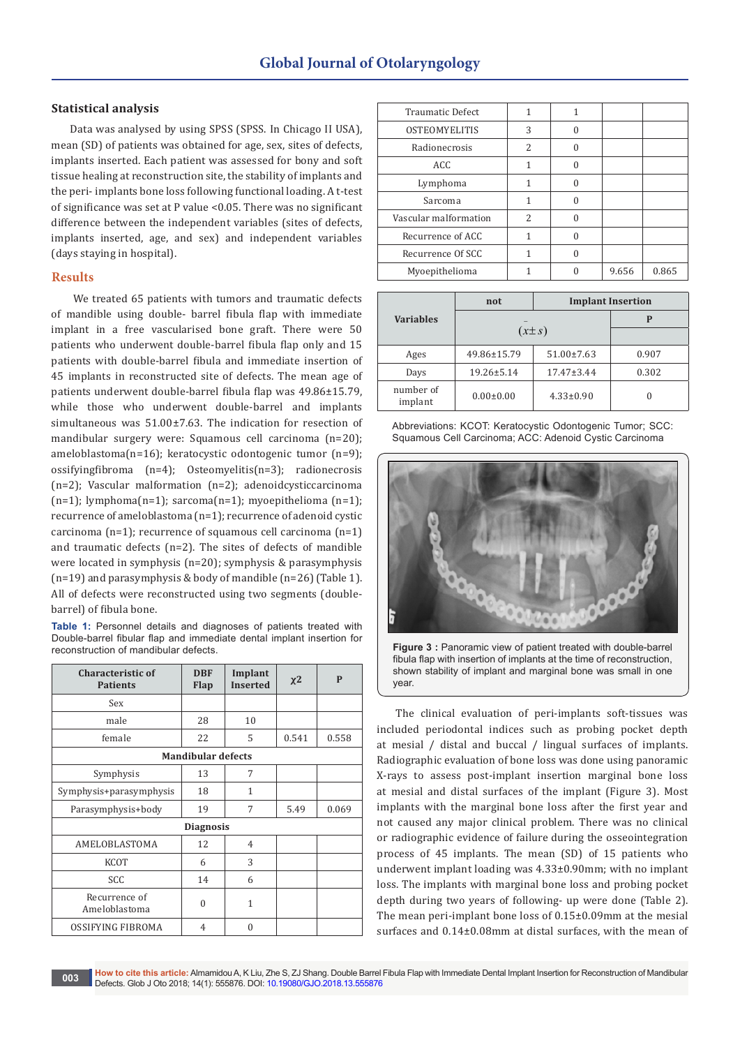## Statistical analysis

Data was analysed by using SPSS (SPSS. In Chicago II USA), mean (SD) of patients was obtained for age, sex, sites of defects, implants inserted. Each patient was assessed for bony and soft tissue healing at reconstruction site, the stability of implants and the peri- implants bone loss following functional loading. A t-test of significance was set at P value <0.05. There was no significant difference between the independent variables (sites of defects, implants inserted, age, and sex) and independent variables (days staying in hospital).

## Results

We treated 65 patients with tumors and traumatic defects of mandible using double- barrel fibula flap with immediate implant in a free vascularised bone graft. There were 50 patients who underwent double-barrel fibula flap only and 15 patients with double-barrel fibula and immediate insertion of 45 implants in reconstructed site of defects. The mean age of patients underwent double-barrel fibula flap was 49.86±15.79, while those who underwent double-barrel and implants simultaneous was 51.00±7.63. The indication for resection of mandibular surgery were: Squamous cell carcinoma (n=20); ameloblastoma(n=16); keratocystic odontogenic tumor (n=9); ossifyingfibroma (n=4); Osteomyelitis(n=3); radionecrosis (n=2); Vascular malformation (n=2); adenoidcysticcarcinoma (n=1); lymphoma(n=1); sarcoma(n=1); myoepithelioma (n=1); recurrence of ameloblastoma (n=1); recurrence of adenoid cystic carcinoma (n=1); recurrence of squamous cell carcinoma (n=1) and traumatic defects (n=2). The sites of defects of mandible were located in symphysis (n=20); symphysis & parasymphysis (n=19) and parasymphysis & body of mandible (n=26) (Table 1). All of defects were reconstructed using two segments (double-barrel) of fibula bone.

**Table 1:** Personnel details and diagnoses of patients treated with Double-barrel fibular flap and immediate dental implant insertion for reconstruction of mandibular defects.

| Characteristic of Patients | DBF Flap | Implant Inserted | $\chi 2$ | P |
|---|---|---|---|---|
| Sex | | | | |
| male | 28 | 10 | | |
| female | 22 | 5 | 0.541 | 0.558 |
| **Mandibular defects** | | | | |
| Symphysis | 13 | 7 | | |
| Symphysis+parasymphysis | 18 | 1 | | |
| Parasymphysis+body | 19 | 7 | 5.49 | 0.069 |
| **Diagnosis** | | | | |
| AMELOBLASTOMA | 12 | 4 | | |
| KCOT | 6 | 3 | | |
| SCC | 14 | 6 | | |
| Recurrence of Ameloblastoma | 0 | 1 | | |
| OSSIFYING FIBROMA | 4 | 0 | | |
| Traumatic Defect | 1 | 1 | | |
| OSTEOMYELITIS | 3 | 0 | | |
| Radionecrosis | 2 | 0 | | |
| ACC | 1 | 0 | | |
| Lymphoma | 1 | 0 | | |
| Sarcoma | 1 | 0 | | |
| Vascular malformation | 2 | 0 | | |
| Recurrence of ACC | 1 | 0 | | |
| Recurrence Of SCC | 1 | 0 | | |
| Myoepithelioma | 1 | 0 | 9.656 | 0.865 |

| Variables | not | Implant Insertion | P |
|---|---|---|---|
| | $(\bar{x} \pm s)$ | | |
| Ages | 49.86±15.79 | 51.00±7.63 | 0.907 |
| Days | 19.26±5.14 | 17.47±3.44 | 0.302 |
| number of implant | 0.00±0.00 | 4.33±0.90 | 0 |

Abbreviations: KCOT: Keratocystic Odontogenic Tumor; SCC: Squamous Cell Carcinoma; ACC: Adenoid Cystic Carcinoma

**Figure 3 :** Panoramic view of patient treated with double-barrel fibula flap with insertion of implants at the time of reconstruction, shown stability of implant and marginal bone was small in one year.

The clinical evaluation of peri-implants soft-tissues was included periodontal indices such as probing pocket depth at mesial / distal and buccal / lingual surfaces of implants. Radiographic evaluation of bone loss was done using panoramic X-rays to assess post-implant insertion marginal bone loss at mesial and distal surfaces of the implant (Figure 3). Most implants with the marginal bone loss after the first year and not caused any major clinical problem. There was no clinical or radiographic evidence of failure during the osseointegration process of 45 implants. The mean (SD) of 15 patients who underwent implant loading was 4.33±0.90mm; with no implant loss. The implants with marginal bone loss and probing pocket depth during two years of following- up were done (Table 2). The mean peri-implant bone loss of 0.15±0.09mm at the mesial surfaces and 0.14±0.08mm at distal surfaces, with the mean of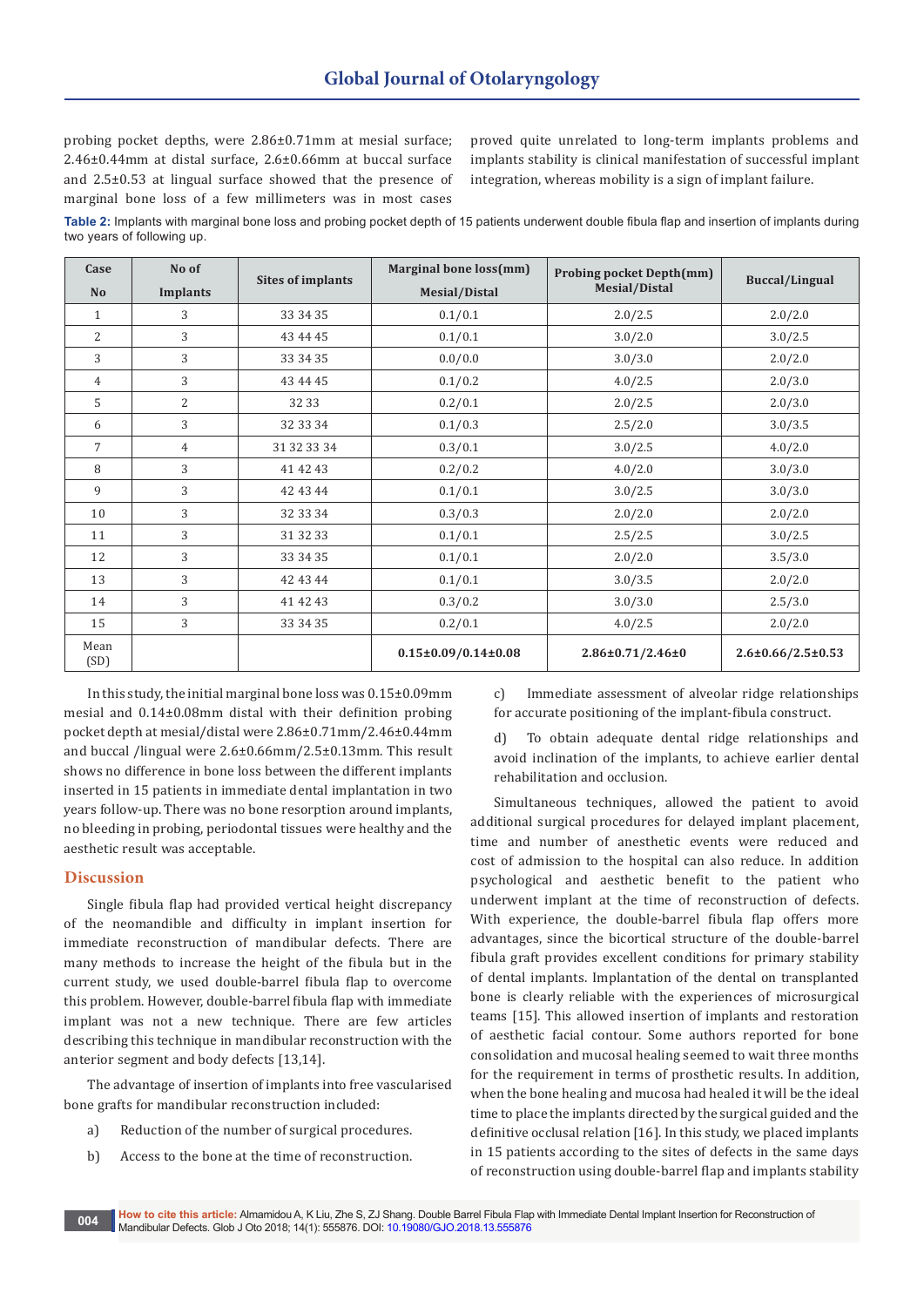probing pocket depths, were 2.86±0.71mm at mesial surface; 2.46±0.44mm at distal surface, 2.6±0.66mm at buccal surface and 2.5±0.53 at lingual surface showed that the presence of marginal bone loss of a few millimeters was in most cases proved quite unrelated to long-term implants problems and implants stability is clinical manifestation of successful implant integration, whereas mobility is a sign of implant failure.

**Table 2:** Implants with marginal bone loss and probing pocket depth of 15 patients underwent double fibula flap and insertion of implants during two years of following up.

| Case No | No of Implants | Sites of implants | Marginal bone loss(mm) Mesial/Distal | Probing pocket Depth(mm) Mesial/Distal | Buccal/Lingual |
|---|---|---|---|---|---|
| 1 | 3 | 33 34 35 | 0.1/0.1 | 2.0/2.5 | 2.0/2.0 |
| 2 | 3 | 43 44 45 | 0.1/0.1 | 3.0/2.0 | 3.0/2.5 |
| 3 | 3 | 33 34 35 | 0.0/0.0 | 3.0/3.0 | 2.0/2.0 |
| 4 | 3 | 43 44 45 | 0.1/0.2 | 4.0/2.5 | 2.0/3.0 |
| 5 | 2 | 32 33 | 0.2/0.1 | 2.0/2.5 | 2.0/3.0 |
| 6 | 3 | 32 33 34 | 0.1/0.3 | 2.5/2.0 | 3.0/3.5 |
| 7 | 4 | 31 32 33 34 | 0.3/0.1 | 3.0/2.5 | 4.0/2.0 |
| 8 | 3 | 41 42 43 | 0.2/0.2 | 4.0/2.0 | 3.0/3.0 |
| 9 | 3 | 42 43 44 | 0.1/0.1 | 3.0/2.5 | 3.0/3.0 |
| 10 | 3 | 32 33 34 | 0.3/0.3 | 2.0/2.0 | 2.0/2.0 |
| 11 | 3 | 31 32 33 | 0.1/0.1 | 2.5/2.5 | 3.0/2.5 |
| 12 | 3 | 33 34 35 | 0.1/0.1 | 2.0/2.0 | 3.5/3.0 |
| 13 | 3 | 42 43 44 | 0.1/0.1 | 3.0/3.5 | 2.0/2.0 |
| 14 | 3 | 41 42 43 | 0.3/0.2 | 3.0/3.0 | 2.5/3.0 |
| 15 | 3 | 33 34 35 | 0.2/0.1 | 4.0/2.5 | 2.0/2.0 |
| Mean (SD) | | | **0.15±0.09/0.14±0.08** | **2.86±0.71/2.46±0** | **2.6±0.66/2.5±0.53** |

In this study, the initial marginal bone loss was 0.15±0.09mm mesial and 0.14±0.08mm distal with their definition probing pocket depth at mesial/distal were 2.86±0.71mm/2.46±0.44mm and buccal /lingual were 2.6±0.66mm/2.5±0.13mm. This result shows no difference in bone loss between the different implants inserted in 15 patients in immediate dental implantation in two years follow-up. There was no bone resorption around implants, no bleeding in probing, periodontal tissues were healthy and the aesthetic result was acceptable.

## Discussion

Single fibula flap had provided vertical height discrepancy of the neomandible and difficulty in implant insertion for immediate reconstruction of mandibular defects. There are many methods to increase the height of the fibula but in the current study, we used double-barrel fibula flap to overcome this problem. However, double-barrel fibula flap with immediate implant was not a new technique. There are few articles describing this technique in mandibular reconstruction with the anterior segment and body defects [13,14].

The advantage of insertion of implants into free vascularised bone grafts for mandibular reconstruction included:

a) Reduction of the number of surgical procedures.

b) Access to the bone at the time of reconstruction.

c) Immediate assessment of alveolar ridge relationships for accurate positioning of the implant-fibula construct.

d) To obtain adequate dental ridge relationships and avoid inclination of the implants, to achieve earlier dental rehabilitation and occlusion.

Simultaneous techniques, allowed the patient to avoid additional surgical procedures for delayed implant placement, time and number of anesthetic events were reduced and cost of admission to the hospital can also reduce. In addition psychological and aesthetic benefit to the patient who underwent implant at the time of reconstruction of defects. With experience, the double-barrel fibula flap offers more advantages, since the bicortical structure of the double-barrel fibula graft provides excellent conditions for primary stability of dental implants. Implantation of the dental on transplanted bone is clearly reliable with the experiences of microsurgical teams [15]. This allowed insertion of implants and restoration of aesthetic facial contour. Some authors reported for bone consolidation and mucosal healing seemed to wait three months for the requirement in terms of prosthetic results. In addition, when the bone healing and mucosa had healed it will be the ideal time to place the implants directed by the surgical guided and the definitive occlusal relation [16]. In this study, we placed implants in 15 patients according to the sites of defects in the same days of reconstruction using double-barrel flap and implants stability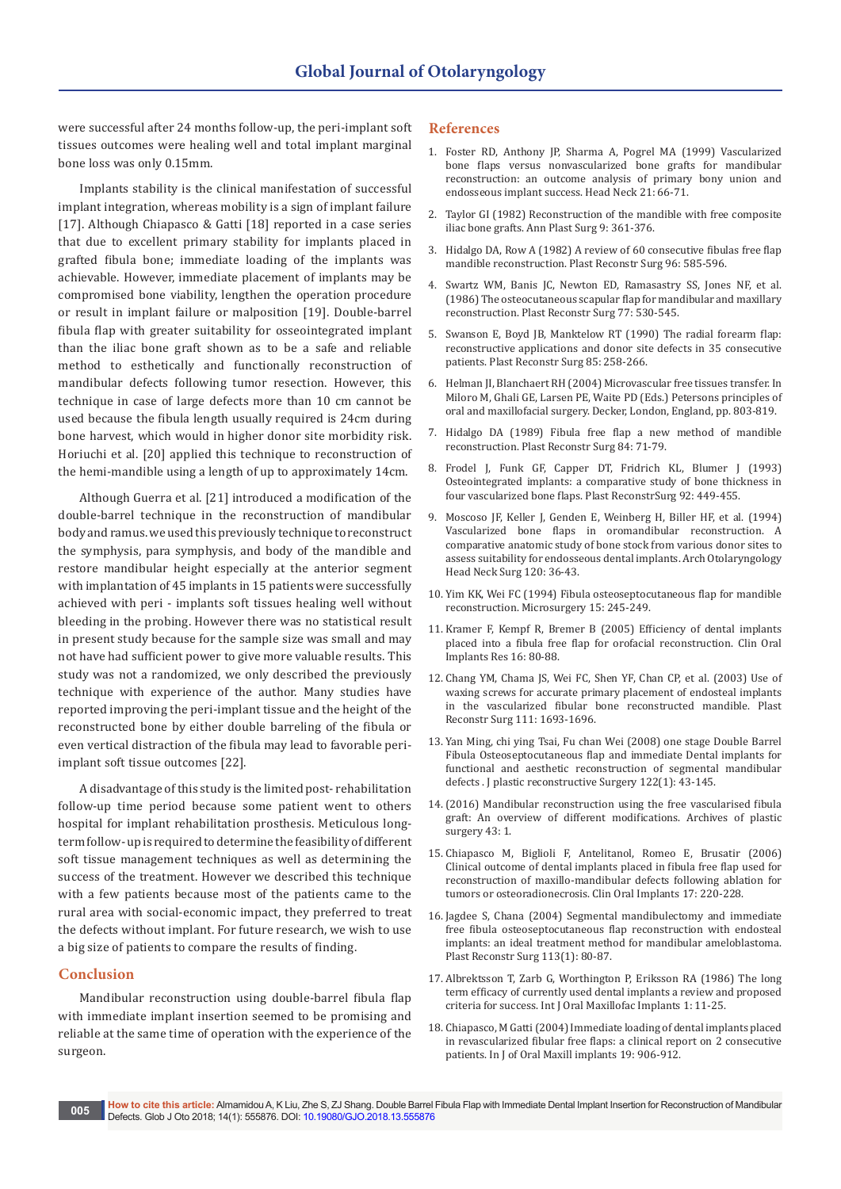were successful after 24 months follow-up, the peri-implant soft tissues outcomes were healing well and total implant marginal bone loss was only 0.15mm.

Implants stability is the clinical manifestation of successful implant integration, whereas mobility is a sign of implant failure [17]. Although Chiapasco & Gatti [18] reported in a case series that due to excellent primary stability for implants placed in grafted fibula bone; immediate loading of the implants was achievable. However, immediate placement of implants may be compromised bone viability, lengthen the operation procedure or result in implant failure or malposition [19]. Double-barrel fibula flap with greater suitability for osseointegrated implant than the iliac bone graft shown as to be a safe and reliable method to esthetically and functionally reconstruction of mandibular defects following tumor resection. However, this technique in case of large defects more than 10 cm cannot be used because the fibula length usually required is 24cm during bone harvest, which would in higher donor site morbidity risk. Horiuchi et al. [20] applied this technique to reconstruction of the hemi-mandible using a length of up to approximately 14cm.

Although Guerra et al. [21] introduced a modification of the double-barrel technique in the reconstruction of mandibular body and ramus. we used this previously technique to reconstruct the symphysis, para symphysis, and body of the mandible and restore mandibular height especially at the anterior segment with implantation of 45 implants in 15 patients were successfully achieved with peri - implants soft tissues healing well without bleeding in the probing. However there was no statistical result in present study because for the sample size was small and may not have had sufficient power to give more valuable results. This study was not a randomized, we only described the previously technique with experience of the author. Many studies have reported improving the peri-implant tissue and the height of the reconstructed bone by either double barreling of the fibula or even vertical distraction of the fibula may lead to favorable peri-implant soft tissue outcomes [22].

A disadvantage of this study is the limited post- rehabilitation follow-up time period because some patient went to others hospital for implant rehabilitation prosthesis. Meticulous long-term follow- up is required to determine the feasibility of different soft tissue management techniques as well as determining the success of the treatment. However we described this technique with a few patients because most of the patients came to the rural area with social-economic impact, they preferred to treat the defects without implant. For future research, we wish to use a big size of patients to compare the results of finding.

## Conclusion

Mandibular reconstruction using double-barrel fibula flap with immediate implant insertion seemed to be promising and reliable at the same time of operation with the experience of the surgeon.

## References

1. Foster RD, Anthony JP, Sharma A, Pogrel MA (1999) Vascularized bone flaps versus nonvascularized bone grafts for mandibular reconstruction: an outcome analysis of primary bony union and endosseous implant success. Head Neck 21: 66-71.
2. Taylor GI (1982) Reconstruction of the mandible with free composite iliac bone grafts. Ann Plast Surg 9: 361-376.
3. Hidalgo DA, Row A (1982) A review of 60 consecutive fibulas free flap mandible reconstruction. Plast Reconstr Surg 96: 585-596.
4. Swartz WM, Banis JC, Newton ED, Ramasastry SS, Jones NF, et al. (1986) The osteocutaneous scapular flap for mandibular and maxillary reconstruction. Plast Reconstr Surg 77: 530-545.
5. Swanson E, Boyd JB, Manktelow RT (1990) The radial forearm flap: reconstructive applications and donor site defects in 35 consecutive patients. Plast Reconstr Surg 85: 258-266.
6. Helman JI, Blanchaert RH (2004) Microvascular free tissues transfer. In Miloro M, Ghali GE, Larsen PE, Waite PD (Eds.) Petersons principles of oral and maxillofacial surgery. Decker, London, England, pp. 803-819.
7. Hidalgo DA (1989) Fibula free flap a new method of mandible reconstruction. Plast Reconstr Surg 84: 71-79.
8. Frodel J, Funk GF, Capper DT, Fridrich KL, Blumer J (1993) Osteointegrated implants: a comparative study of bone thickness in four vascularized bone flaps. Plast ReconstrSurg 92: 449-455.
9. Moscoso JF, Keller J, Genden E, Weinberg H, Biller HF, et al. (1994) Vascularized bone flaps in oromandibular reconstruction. A comparative anatomic study of bone stock from various donor sites to assess suitability for endosseous dental implants. Arch Otolaryngology Head Neck Surg 120: 36-43.
10. Yim KK, Wei FC (1994) Fibula osteoseptocutaneous flap for mandible reconstruction. Microsurgery 15: 245-249.
11. Kramer F, Kempf R, Bremer B (2005) Efficiency of dental implants placed into a fibula free flap for orofacial reconstruction. Clin Oral Implants Res 16: 80-88.
12. Chang YM, Chama JS, Wei FC, Shen YF, Chan CP, et al. (2003) Use of waxing screws for accurate primary placement of endosteal implants in the vascularized fibular bone reconstructed mandible. Plast Reconstr Surg 111: 1693-1696.
13. Yan Ming, chi ying Tsai, Fu chan Wei (2008) one stage Double Barrel Fibula Osteoseptocutaneous flap and immediate Dental implants for functional and aesthetic reconstruction of segmental mandibular defects . J plastic reconstructive Surgery 122(1): 43-145.
14. (2016) Mandibular reconstruction using the free vascularised fibula graft: An overview of different modifications. Archives of plastic surgery 43: 1.
15. Chiapasco M, Biglioli F, Antelitanol, Romeo E, Brusatir (2006) Clinical outcome of dental implants placed in fibula free flap used for reconstruction of maxillo-mandibular defects following ablation for tumors or osteoradionecrosis. Clin Oral Implants 17: 220-228.
16. Jagdee S, Chana (2004) Segmental mandibulectomy and immediate free fibula osteoseptocutaneous flap reconstruction with endosteal implants: an ideal treatment method for mandibular ameloblastoma. Plast Reconstr Surg 113(1): 80-87.
17. Albrektsson T, Zarb G, Worthington P, Eriksson RA (1986) The long term efficacy of currently used dental implants a review and proposed criteria for success. Int J Oral Maxillofac Implants 1: 11-25.
18. Chiapasco, M Gatti (2004) Immediate loading of dental implants placed in revascularized fibular free flaps: a clinical report on 2 consecutive patients. In J of Oral Maxill implants 19: 906-912.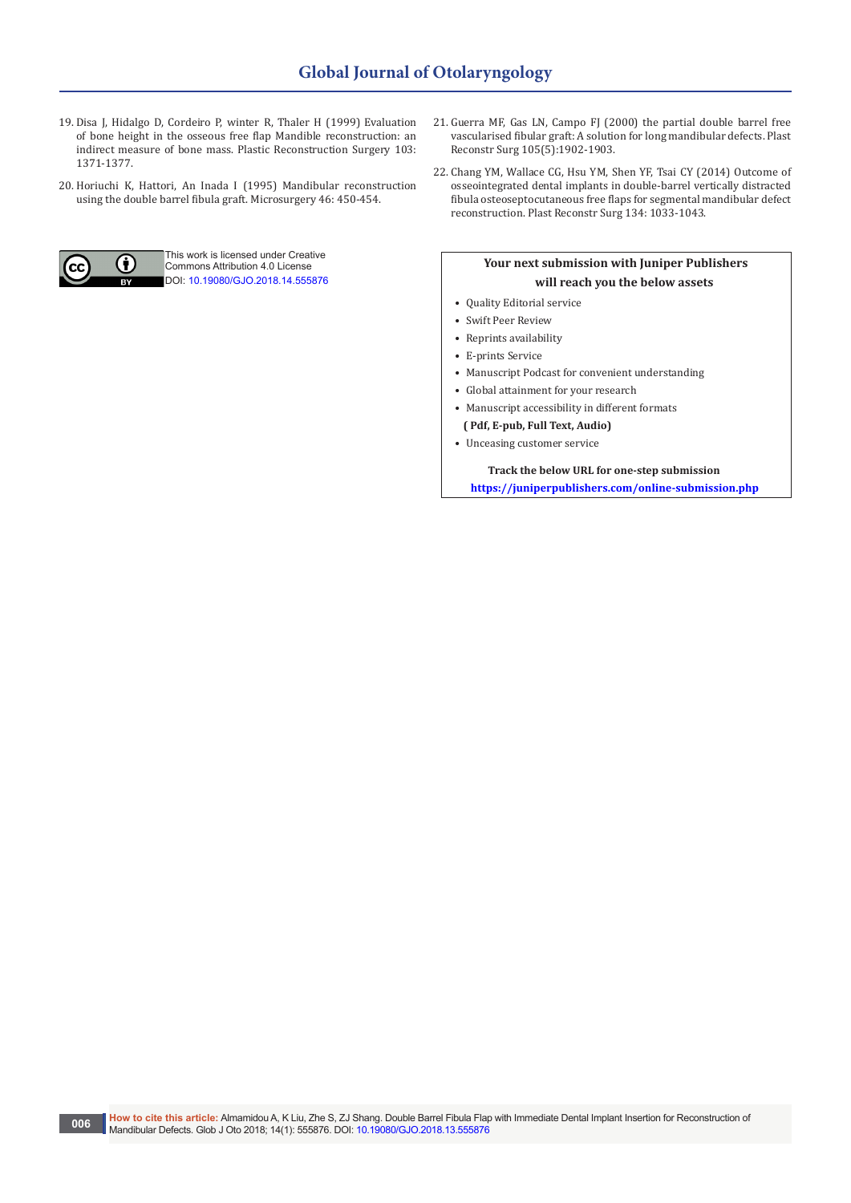19. Disa J, Hidalgo D, Cordeiro P, winter R, Thaler H (1999) Evaluation of bone height in the osseous free flap Mandible reconstruction: an indirect measure of bone mass. Plastic Reconstruction Surgery 103: 1371-1377.

20. Horiuchi K, Hattori, An Inada I (1995) Mandibular reconstruction using the double barrel fibula graft. Microsurgery 46: 450-454.

21. Guerra MF, Gas LN, Campo FJ (2000) the partial double barrel free vascularised fibular graft: A solution for long mandibular defects. Plast Reconstr Surg 105(5):1902-1903.

22. Chang YM, Wallace CG, Hsu YM, Shen YF, Tsai CY (2014) Outcome of osseointegrated dental implants in double-barrel vertically distracted fibula osteoseptocutaneous free flaps for segmental mandibular defect reconstruction. Plast Reconstr Surg 134: 1033-1043.

This work is licensed under Creative Commons Attribution 4.0 License
DOI: 10.19080/GJO.2018.14.555876

**Your next submission with Juniper Publishers will reach you the below assets**

- Quality Editorial service
- Swift Peer Review
- Reprints availability
- E-prints Service
- Manuscript Podcast for convenient understanding
- Global attainment for your research
- Manuscript accessibility in different formats

**( Pdf, E-pub, Full Text, Audio)**

- Unceasing customer service

**Track the below URL for one-step submission**
**https://juniperpublishers.com/online-submission.php**

**How to cite this article:** Almamidou A, K Liu, Zhe S, ZJ Shang. Double Barrel Fibula Flap with Immediate Dental Implant Insertion for Reconstruction of Mandibular Defects. Glob J Oto 2018; 14(1): 555876. DOI: 10.19080/GJO.2018.13.555876